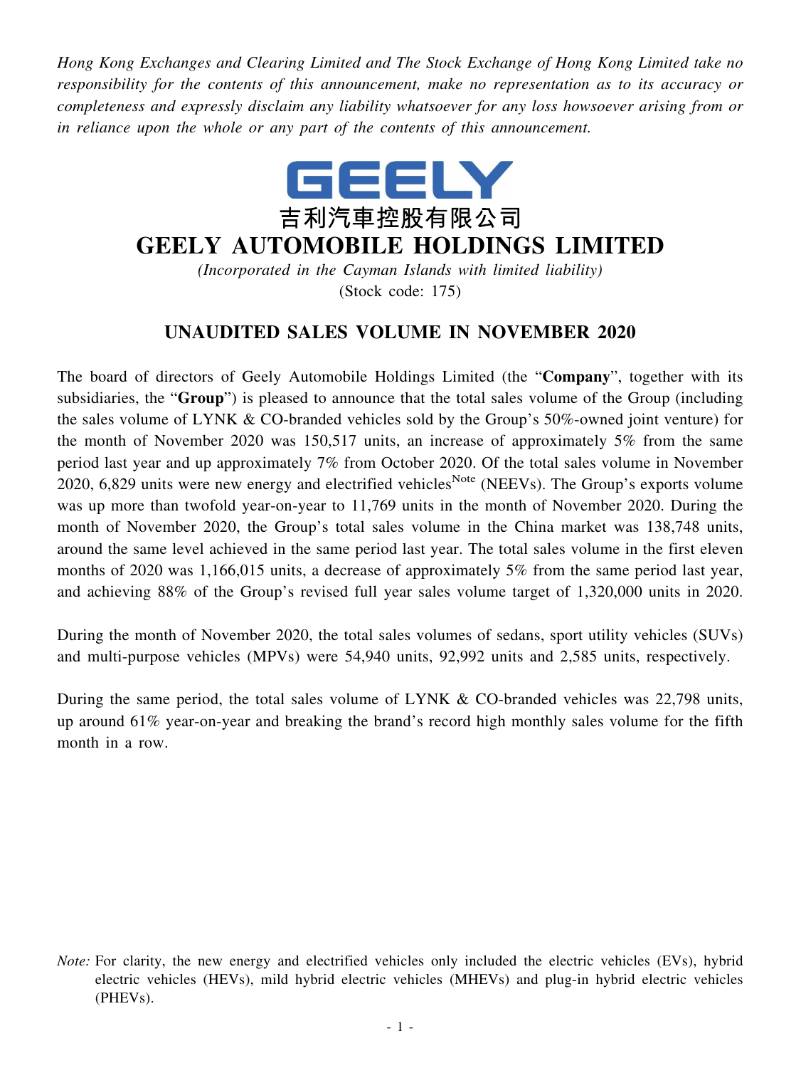*Hong Kong Exchanges and Clearing Limited and The Stock Exchange of Hong Kong Limited take no responsibility for the contents of this announcement, make no representation as to its accuracy or completeness and expressly disclaim any liability whatsoever for any loss howsoever arising from or in reliance upon the whole or any part of the contents of this announcement.*

GEELY

吉利汽車控股有限公司

# GEELY AUTOMOBILE HOLDINGS LIMITED

*(Incorporated in the Cayman Islands with limited liability)*

(Stock code: 175)

## UNAUDITED SALES VOLUME IN NOVEMBER 2020

The board of directors of Geely Automobile Holdings Limited (the "**Company**", together with its subsidiaries, the "**Group**") is pleased to announce that the total sales volume of the Group (including the sales volume of LYNK & CO-branded vehicles sold by the Group's 50%-owned joint venture) for the month of November 2020 was 150,517 units, an increase of approximately 5% from the same period last year and up approximately 7% from October 2020. Of the total sales volume in November 2020, 6,829 units were new energy and electrified vehicles[Note] (NEEVs). The Group's exports volume was up more than twofold year-on-year to 11,769 units in the month of November 2020. During the month of November 2020, the Group's total sales volume in the China market was 138,748 units, around the same level achieved in the same period last year. The total sales volume in the first eleven months of 2020 was 1,166,015 units, a decrease of approximately 5% from the same period last year, and achieving 88% of the Group's revised full year sales volume target of 1,320,000 units in 2020.

During the month of November 2020, the total sales volumes of sedans, sport utility vehicles (SUVs) and multi-purpose vehicles (MPVs) were 54,940 units, 92,992 units and 2,585 units, respectively.

During the same period, the total sales volume of LYNK & CO-branded vehicles was 22,798 units, up around 61% year-on-year and breaking the brand's record high monthly sales volume for the fifth month in a row.

*Note:* For clarity, the new energy and electrified vehicles only included the electric vehicles (EVs), hybrid electric vehicles (HEVs), mild hybrid electric vehicles (MHEVs) and plug-in hybrid electric vehicles (PHEVs).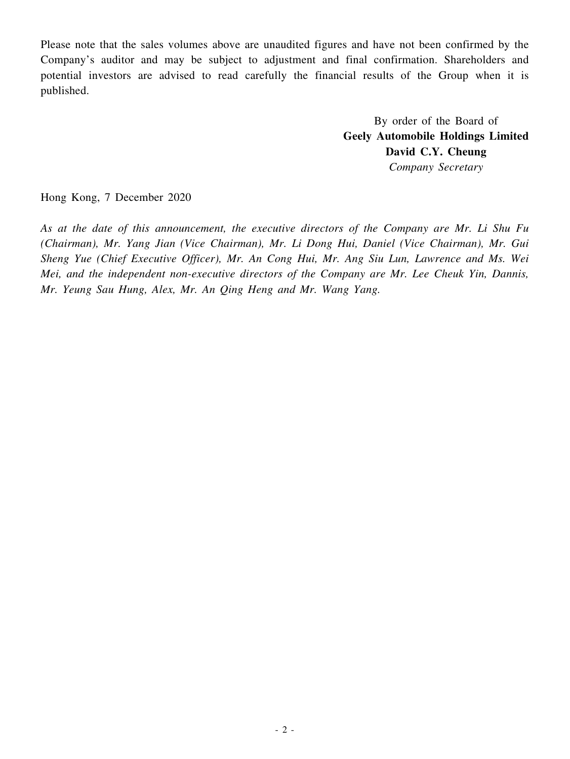Please note that the sales volumes above are unaudited figures and have not been confirmed by the Company's auditor and may be subject to adjustment and final confirmation. Shareholders and potential investors are advised to read carefully the financial results of the Group when it is published.

By order of the Board of
**Geely Automobile Holdings Limited**
**David C.Y. Cheung**
*Company Secretary*

Hong Kong, 7 December 2020

*As at the date of this announcement, the executive directors of the Company are Mr. Li Shu Fu (Chairman), Mr. Yang Jian (Vice Chairman), Mr. Li Dong Hui, Daniel (Vice Chairman), Mr. Gui Sheng Yue (Chief Executive Officer), Mr. An Cong Hui, Mr. Ang Siu Lun, Lawrence and Ms. Wei Mei, and the independent non-executive directors of the Company are Mr. Lee Cheuk Yin, Dannis, Mr. Yeung Sau Hung, Alex, Mr. An Qing Heng and Mr. Wang Yang.*